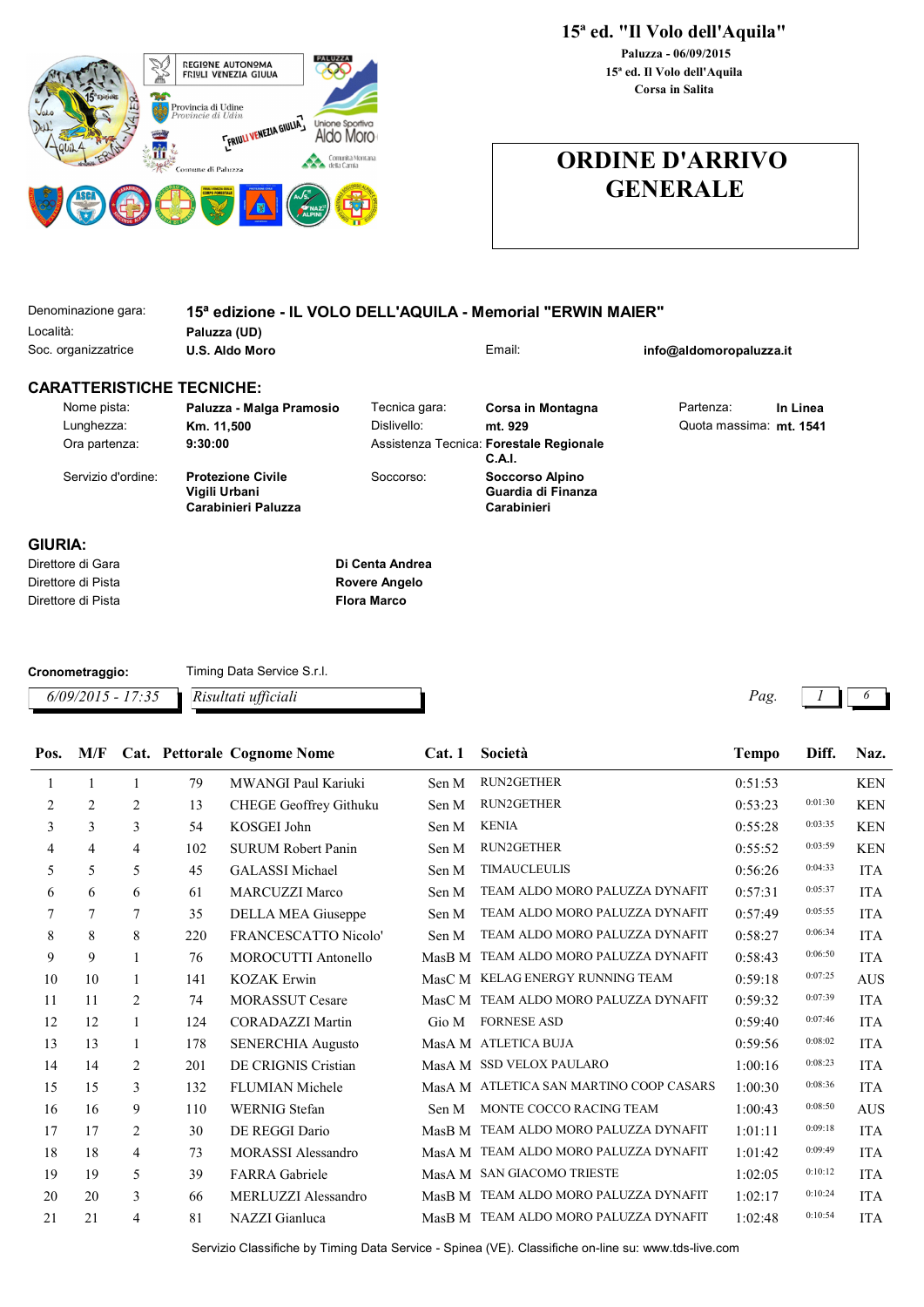# 15ª ed. "Il Volo dell'Aquila"

**Paluzza - 06/09/2015**
**15ª ed. Il Volo dell'Aquila**
**Corsa in Salita**

## ORDINE D'ARRIVO GENERALE

| | |
|---|---|
| Denominazione gara: | **15ª edizione - IL VOLO DELL'AQUILA - Memorial "ERWIN MAIER"** |
| Località: | **Paluzza (UD)** |
| Soc. organizzatrice | **U.S. Aldo Moro** |
| Email: | **info@aldomoropaluzza.it** |

### CARATTERISTICHE TECNICHE:

| | | | | | |
|---|---|---|---|---|---|
| Nome pista: | **Paluzza - Malga Pramosio** | Tecnica gara: | **Corsa in Montagna** | Partenza: | **In Linea** |
| Lunghezza: | **Km. 11,500** | Dislivello: | **mt. 929** | Quota massima: | **mt. 1541** |
| Ora partenza: | **9:30:00** | Assistenza Tecnica: | **Forestale Regionale C.A.I.** | | |
| Servizio d'ordine: | **Protezione Civile Vigili Urbani Carabinieri Paluzza** | Soccorso: | **Soccorso Alpino Guardia di Finanza Carabinieri** | | |

### GIURIA:

| | |
|---|---|
| Direttore di Gara | **Di Centa Andrea** |
| Direttore di Pista | **Rovere Angelo** |
| Direttore di Pista | **Flora Marco** |

**Cronometraggio:** Timing Data Service S.r.l.

*6/09/2015 - 17:35* | *Risultati ufficiali*

| Pos. | M/F | Cat. | Pettorale | Cognome Nome | Cat. 1 | Società | Tempo | Diff. | Naz. |
|---|---|---|---|---|---|---|---|---|---|
| 1 | 1 | 1 | 79 | MWANGI Paul Kariuki | Sen M | RUN2GETHER | 0:51:53 | | KEN |
| 2 | 2 | 2 | 13 | CHEGE Geoffrey Githuku | Sen M | RUN2GETHER | 0:53:23 | 0:01:30 | KEN |
| 3 | 3 | 3 | 54 | KOSGEI John | Sen M | KENIA | 0:55:28 | 0:03:35 | KEN |
| 4 | 4 | 4 | 102 | SURUM Robert Panin | Sen M | RUN2GETHER | 0:55:52 | 0:03:59 | KEN |
| 5 | 5 | 5 | 45 | GALASSI Michael | Sen M | TIMAUCLEULIS | 0:56:26 | 0:04:33 | ITA |
| 6 | 6 | 6 | 61 | MARCUZZI Marco | Sen M | TEAM ALDO MORO PALUZZA DYNAFIT | 0:57:31 | 0:05:37 | ITA |
| 7 | 7 | 7 | 35 | DELLA MEA Giuseppe | Sen M | TEAM ALDO MORO PALUZZA DYNAFIT | 0:57:49 | 0:05:55 | ITA |
| 8 | 8 | 8 | 220 | FRANCESCATTO Nicolo' | Sen M | TEAM ALDO MORO PALUZZA DYNAFIT | 0:58:27 | 0:06:34 | ITA |
| 9 | 9 | 1 | 76 | MOROCUTTI Antonello | MasB M | TEAM ALDO MORO PALUZZA DYNAFIT | 0:58:43 | 0:06:50 | ITA |
| 10 | 10 | 1 | 141 | KOZAK Erwin | MasC M | KELAG ENERGY RUNNING TEAM | 0:59:18 | 0:07:25 | AUS |
| 11 | 11 | 2 | 74 | MORASSUT Cesare | MasC M | TEAM ALDO MORO PALUZZA DYNAFIT | 0:59:32 | 0:07:39 | ITA |
| 12 | 12 | 1 | 124 | CORADAZZI Martin | Gio M | FORNESE ASD | 0:59:40 | 0:07:46 | ITA |
| 13 | 13 | 1 | 178 | SENERCHIA Augusto | MasA M | ATLETICA BUJA | 0:59:56 | 0:08:02 | ITA |
| 14 | 14 | 2 | 201 | DE CRIGNIS Cristian | MasA M | SSD VELOX PAULARO | 1:00:16 | 0:08:23 | ITA |
| 15 | 15 | 3 | 132 | FLUMIAN Michele | MasA M | ATLETICA SAN MARTINO COOP CASARS | 1:00:30 | 0:08:36 | ITA |
| 16 | 16 | 9 | 110 | WERNIG Stefan | Sen M | MONTE COCCO RACING TEAM | 1:00:43 | 0:08:50 | AUS |
| 17 | 17 | 2 | 30 | DE REGGI Dario | MasB M | TEAM ALDO MORO PALUZZA DYNAFIT | 1:01:11 | 0:09:18 | ITA |
| 18 | 18 | 4 | 73 | MORASSI Alessandro | MasA M | TEAM ALDO MORO PALUZZA DYNAFIT | 1:01:42 | 0:09:49 | ITA |
| 19 | 19 | 5 | 39 | FARRA Gabriele | MasA M | SAN GIACOMO TRIESTE | 1:02:05 | 0:10:12 | ITA |
| 20 | 20 | 3 | 66 | MERLUZZI Alessandro | MasB M | TEAM ALDO MORO PALUZZA DYNAFIT | 1:02:17 | 0:10:24 | ITA |
| 21 | 21 | 4 | 81 | NAZZI Gianluca | MasB M | TEAM ALDO MORO PALUZZA DYNAFIT | 1:02:48 | 0:10:54 | ITA |

Servizio Classifiche by Timing Data Service - Spinea (VE). Classifiche on-line su: www.tds-live.com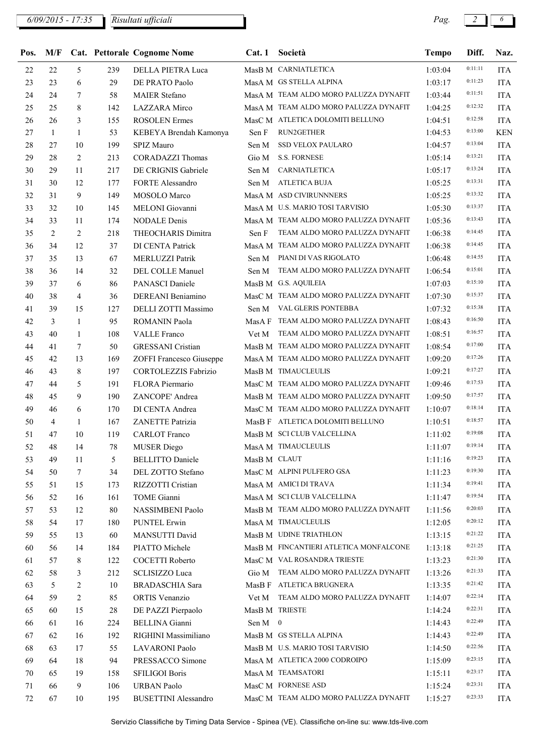| Pos. | M/F | Cat. | Pettorale | Cognome Nome | Cat. 1 | Società | Tempo | Diff. | Naz. |
|---|---|---|---|---|---|---|---|---|---|
| 22 | 22 | 5 | 239 | DELLA PIETRA Luca | MasB M | CARNIATLETICA | 1:03:04 | 0:11:11 | ITA |
| 23 | 23 | 6 | 29 | DE PRATO Paolo | MasA M | GS STELLA ALPINA | 1:03:17 | 0:11:23 | ITA |
| 24 | 24 | 7 | 58 | MAIER Stefano | MasA M | TEAM ALDO MORO PALUZZA DYNAFIT | 1:03:44 | 0:11:51 | ITA |
| 25 | 25 | 8 | 142 | LAZZARA Mirco | MasA M | TEAM ALDO MORO PALUZZA DYNAFIT | 1:04:25 | 0:12:32 | ITA |
| 26 | 26 | 3 | 155 | ROSOLEN Ermes | MasC M | ATLETICA DOLOMITI BELLUNO | 1:04:51 | 0:12:58 | ITA |
| 27 | 1 | 1 | 53 | KEBEYA Brendah Kamonya | Sen F | RUN2GETHER | 1:04:53 | 0:13:00 | KEN |
| 28 | 27 | 10 | 199 | SPIZ Mauro | Sen M | SSD VELOX PAULARO | 1:04:57 | 0:13:04 | ITA |
| 29 | 28 | 2 | 213 | CORADAZZI Thomas | Gio M | S.S. FORNESE | 1:05:14 | 0:13:21 | ITA |
| 30 | 29 | 11 | 217 | DE CRIGNIS Gabriele | Sen M | CARNIATLETICA | 1:05:17 | 0:13:24 | ITA |
| 31 | 30 | 12 | 177 | FORTE Alessandro | Sen M | ATLETICA BUJA | 1:05:25 | 0:13:31 | ITA |
| 32 | 31 | 9 | 149 | MOSOLO Marco | MasA M | ASD CIVIRUNNNERS | 1:05:25 | 0:13:32 | ITA |
| 33 | 32 | 10 | 145 | MELONI Giovanni | MasA M | U.S. MARIO TOSI TARVISIO | 1:05:30 | 0:13:37 | ITA |
| 34 | 33 | 11 | 174 | NODALE Denis | MasA M | TEAM ALDO MORO PALUZZA DYNAFIT | 1:05:36 | 0:13:43 | ITA |
| 35 | 2 | 2 | 218 | THEOCHARIS Dimitra | Sen F | TEAM ALDO MORO PALUZZA DYNAFIT | 1:06:38 | 0:14:45 | ITA |
| 36 | 34 | 12 | 37 | DI CENTA Patrick | MasA M | TEAM ALDO MORO PALUZZA DYNAFIT | 1:06:38 | 0:14:45 | ITA |
| 37 | 35 | 13 | 67 | MERLUZZI Patrik | Sen M | PIANI DI VAS RIGOLATO | 1:06:48 | 0:14:55 | ITA |
| 38 | 36 | 14 | 32 | DEL COLLE Manuel | Sen M | TEAM ALDO MORO PALUZZA DYNAFIT | 1:06:54 | 0:15:01 | ITA |
| 39 | 37 | 6 | 86 | PANASCI Daniele | MasB M | G.S. AQUILEIA | 1:07:03 | 0:15:10 | ITA |
| 40 | 38 | 4 | 36 | DEREANI Beniamino | MasC M | TEAM ALDO MORO PALUZZA DYNAFIT | 1:07:30 | 0:15:37 | ITA |
| 41 | 39 | 15 | 127 | DELLI ZOTTI Massimo | Sen M | VAL GLERIS PONTEBBA | 1:07:32 | 0:15:38 | ITA |
| 42 | 3 | 1 | 95 | ROMANIN Paola | MasA F | TEAM ALDO MORO PALUZZA DYNAFIT | 1:08:43 | 0:16:50 | ITA |
| 43 | 40 | 1 | 108 | VALLE Franco | Vet M | TEAM ALDO MORO PALUZZA DYNAFIT | 1:08:51 | 0:16:57 | ITA |
| 44 | 41 | 7 | 50 | GRESSANI Cristian | MasB M | TEAM ALDO MORO PALUZZA DYNAFIT | 1:08:54 | 0:17:00 | ITA |
| 45 | 42 | 13 | 169 | ZOFFI Francesco Giuseppe | MasA M | TEAM ALDO MORO PALUZZA DYNAFIT | 1:09:20 | 0:17:26 | ITA |
| 46 | 43 | 8 | 197 | CORTOLEZZIS Fabrizio | MasB M | TIMAUCLEULIS | 1:09:21 | 0:17:27 | ITA |
| 47 | 44 | 5 | 191 | FLORA Piermario | MasC M | TEAM ALDO MORO PALUZZA DYNAFIT | 1:09:46 | 0:17:53 | ITA |
| 48 | 45 | 9 | 190 | ZANCOPE' Andrea | MasB M | TEAM ALDO MORO PALUZZA DYNAFIT | 1:09:50 | 0:17:57 | ITA |
| 49 | 46 | 6 | 170 | DI CENTA Andrea | MasC M | TEAM ALDO MORO PALUZZA DYNAFIT | 1:10:07 | 0:18:14 | ITA |
| 50 | 4 | 1 | 167 | ZANETTE Patrizia | MasB F | ATLETICA DOLOMITI BELLUNO | 1:10:51 | 0:18:57 | ITA |
| 51 | 47 | 10 | 119 | CARLOT Franco | MasB M | SCI CLUB VALCELLINA | 1:11:02 | 0:19:08 | ITA |
| 52 | 48 | 14 | 78 | MUSER Diego | MasA M | TIMAUCLEULIS | 1:11:07 | 0:19:14 | ITA |
| 53 | 49 | 11 | 5 | BELLITTO Daniele | MasB M | CLAUT | 1:11:16 | 0:19:23 | ITA |
| 54 | 50 | 7 | 34 | DEL ZOTTO Stefano | MasC M | ALPINI PULFERO GSA | 1:11:23 | 0:19:30 | ITA |
| 55 | 51 | 15 | 173 | RIZZOTTI Cristian | MasA M | AMICI DI TRAVA | 1:11:34 | 0:19:41 | ITA |
| 56 | 52 | 16 | 161 | TOME Gianni | MasA M | SCI CLUB VALCELLINA | 1:11:47 | 0:19:54 | ITA |
| 57 | 53 | 12 | 80 | NASSIMBENI Paolo | MasB M | TEAM ALDO MORO PALUZZA DYNAFIT | 1:11:56 | 0:20:03 | ITA |
| 58 | 54 | 17 | 180 | PUNTEL Erwin | MasA M | TIMAUCLEULIS | 1:12:05 | 0:20:12 | ITA |
| 59 | 55 | 13 | 60 | MANSUTTI David | MasB M | UDINE TRIATHLON | 1:13:15 | 0:21:22 | ITA |
| 60 | 56 | 14 | 184 | PIATTO Michele | MasB M | FINCANTIERI ATLETICA MONFALCONE | 1:13:18 | 0:21:25 | ITA |
| 61 | 57 | 8 | 122 | COCETTI Roberto | MasC M | VAL ROSANDRA TRIESTE | 1:13:23 | 0:21:30 | ITA |
| 62 | 58 | 3 | 212 | SCLISIZZO Luca | Gio M | TEAM ALDO MORO PALUZZA DYNAFIT | 1:13:26 | 0:21:33 | ITA |
| 63 | 5 | 2 | 10 | BRADASCHIA Sara | MasB F | ATLETICA BRUGNERA | 1:13:35 | 0:21:42 | ITA |
| 64 | 59 | 2 | 85 | ORTIS Venanzio | Vet M | TEAM ALDO MORO PALUZZA DYNAFIT | 1:14:07 | 0:22:14 | ITA |
| 65 | 60 | 15 | 28 | DE PAZZI Pierpaolo | MasB M | TRIESTE | 1:14:24 | 0:22:31 | ITA |
| 66 | 61 | 16 | 224 | BELLINA Gianni | Sen M | 0 | 1:14:43 | 0:22:49 | ITA |
| 67 | 62 | 16 | 192 | RIGHINI Massimiliano | MasB M | GS STELLA ALPINA | 1:14:43 | 0:22:49 | ITA |
| 68 | 63 | 17 | 55 | LAVARONI Paolo | MasB M | U.S. MARIO TOSI TARVISIO | 1:14:50 | 0:22:56 | ITA |
| 69 | 64 | 18 | 94 | PRESSACCO Simone | MasA M | ATLETICA 2000 CODROIPO | 1:15:09 | 0:23:15 | ITA |
| 70 | 65 | 19 | 158 | SFILIGOI Boris | MasA M | TEAMSATORI | 1:15:11 | 0:23:17 | ITA |
| 71 | 66 | 9 | 106 | URBAN Paolo | MasC M | FORNESE ASD | 1:15:24 | 0:23:31 | ITA |
| 72 | 67 | 10 | 195 | BUSETTINI Alessandro | MasC M | TEAM ALDO MORO PALUZZA DYNAFIT | 1:15:27 | 0:23:33 | ITA |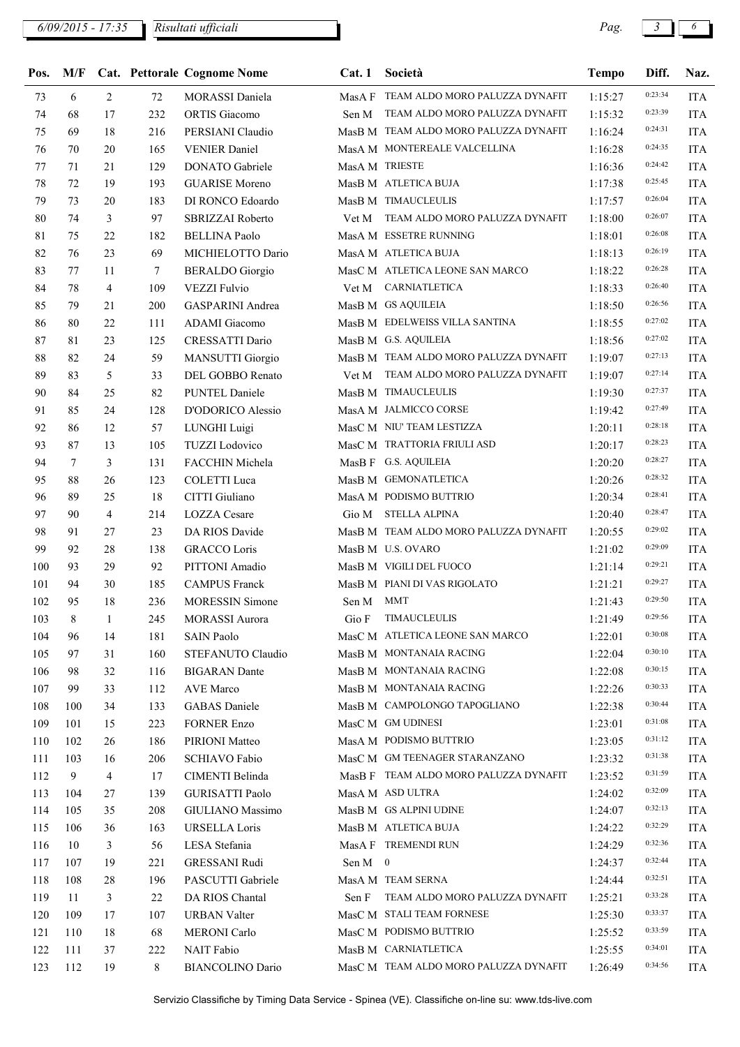| Pos. | M/F | Cat. | Pettorale | Cognome Nome | Cat. 1 | Società | Tempo | Diff. | Naz. |
|---|---|---|---|---|---|---|---|---|---|
| 73 | 6 | 2 | 72 | MORASSI Daniela | MasA F | TEAM ALDO MORO PALUZZA DYNAFIT | 1:15:27 | 0:23:34 | ITA |
| 74 | 68 | 17 | 232 | ORTIS Giacomo | Sen M | TEAM ALDO MORO PALUZZA DYNAFIT | 1:15:32 | 0:23:39 | ITA |
| 75 | 69 | 18 | 216 | PERSIANI Claudio | MasB M | TEAM ALDO MORO PALUZZA DYNAFIT | 1:16:24 | 0:24:31 | ITA |
| 76 | 70 | 20 | 165 | VENIER Daniel | MasA M | MONTEREALE VALCELLINA | 1:16:28 | 0:24:35 | ITA |
| 77 | 71 | 21 | 129 | DONATO Gabriele | MasA M | TRIESTE | 1:16:36 | 0:24:42 | ITA |
| 78 | 72 | 19 | 193 | GUARISE Moreno | MasB M | ATLETICA BUJA | 1:17:38 | 0:25:45 | ITA |
| 79 | 73 | 20 | 183 | DI RONCO Edoardo | MasB M | TIMAUCLEULIS | 1:17:57 | 0:26:04 | ITA |
| 80 | 74 | 3 | 97 | SBRIZZAI Roberto | Vet M | TEAM ALDO MORO PALUZZA DYNAFIT | 1:18:00 | 0:26:07 | ITA |
| 81 | 75 | 22 | 182 | BELLINA Paolo | MasA M | ESSETRE RUNNING | 1:18:01 | 0:26:08 | ITA |
| 82 | 76 | 23 | 69 | MICHIELOTTO Dario | MasA M | ATLETICA BUJA | 1:18:13 | 0:26:19 | ITA |
| 83 | 77 | 11 | 7 | BERALDO Giorgio | MasC M | ATLETICA LEONE SAN MARCO | 1:18:22 | 0:26:28 | ITA |
| 84 | 78 | 4 | 109 | VEZZI Fulvio | Vet M | CARNIATLETICA | 1:18:33 | 0:26:40 | ITA |
| 85 | 79 | 21 | 200 | GASPARINI Andrea | MasB M | GS AQUILEIA | 1:18:50 | 0:26:56 | ITA |
| 86 | 80 | 22 | 111 | ADAMI Giacomo | MasB M | EDELWEISS VILLA SANTINA | 1:18:55 | 0:27:02 | ITA |
| 87 | 81 | 23 | 125 | CRESSATTI Dario | MasB M | G.S. AQUILEIA | 1:18:56 | 0:27:02 | ITA |
| 88 | 82 | 24 | 59 | MANSUTTI Giorgio | MasB M | TEAM ALDO MORO PALUZZA DYNAFIT | 1:19:07 | 0:27:13 | ITA |
| 89 | 83 | 5 | 33 | DEL GOBBO Renato | Vet M | TEAM ALDO MORO PALUZZA DYNAFIT | 1:19:07 | 0:27:14 | ITA |
| 90 | 84 | 25 | 82 | PUNTEL Daniele | MasB M | TIMAUCLEULIS | 1:19:30 | 0:27:37 | ITA |
| 91 | 85 | 24 | 128 | D'ODORICO Alessio | MasA M | JALMICCO CORSE | 1:19:42 | 0:27:49 | ITA |
| 92 | 86 | 12 | 57 | LUNGHI Luigi | MasC M | NIU' TEAM LESTIZZA | 1:20:11 | 0:28:18 | ITA |
| 93 | 87 | 13 | 105 | TUZZI Lodovico | MasC M | TRATTORIA FRIULI ASD | 1:20:17 | 0:28:23 | ITA |
| 94 | 7 | 3 | 131 | FACCHIN Michela | MasB F | G.S. AQUILEIA | 1:20:20 | 0:28:27 | ITA |
| 95 | 88 | 26 | 123 | COLETTI Luca | MasB M | GEMONATLETICA | 1:20:26 | 0:28:32 | ITA |
| 96 | 89 | 25 | 18 | CITTI Giuliano | MasA M | PODISMO BUTTRIO | 1:20:34 | 0:28:41 | ITA |
| 97 | 90 | 4 | 214 | LOZZA Cesare | Gio M | STELLA ALPINA | 1:20:40 | 0:28:47 | ITA |
| 98 | 91 | 27 | 23 | DA RIOS Davide | MasB M | TEAM ALDO MORO PALUZZA DYNAFIT | 1:20:55 | 0:29:02 | ITA |
| 99 | 92 | 28 | 138 | GRACCO Loris | MasB M | U.S. OVARO | 1:21:02 | 0:29:09 | ITA |
| 100 | 93 | 29 | 92 | PITTONI Amadio | MasB M | VIGILI DEL FUOCO | 1:21:14 | 0:29:21 | ITA |
| 101 | 94 | 30 | 185 | CAMPUS Franck | MasB M | PIANI DI VAS RIGOLATO | 1:21:21 | 0:29:27 | ITA |
| 102 | 95 | 18 | 236 | MORESSIN Simone | Sen M | MMT | 1:21:43 | 0:29:50 | ITA |
| 103 | 8 | 1 | 245 | MORASSI Aurora | Gio F | TIMAUCLEULIS | 1:21:49 | 0:29:56 | ITA |
| 104 | 96 | 14 | 181 | SAIN Paolo | MasC M | ATLETICA LEONE SAN MARCO | 1:22:01 | 0:30:08 | ITA |
| 105 | 97 | 31 | 160 | STEFANUTO Claudio | MasB M | MONTANAIA RACING | 1:22:04 | 0:30:10 | ITA |
| 106 | 98 | 32 | 116 | BIGARAN Dante | MasB M | MONTANAIA RACING | 1:22:08 | 0:30:15 | ITA |
| 107 | 99 | 33 | 112 | AVE Marco | MasB M | MONTANAIA RACING | 1:22:26 | 0:30:33 | ITA |
| 108 | 100 | 34 | 133 | GABAS Daniele | MasB M | CAMPOLONGO TAPOGLIANO | 1:22:38 | 0:30:44 | ITA |
| 109 | 101 | 15 | 223 | FORNER Enzo | MasC M | GM UDINESI | 1:23:01 | 0:31:08 | ITA |
| 110 | 102 | 26 | 186 | PIRIONI Matteo | MasA M | PODISMO BUTTRIO | 1:23:05 | 0:31:12 | ITA |
| 111 | 103 | 16 | 206 | SCHIAVO Fabio | MasC M | GM TEENAGER STARANZANO | 1:23:32 | 0:31:38 | ITA |
| 112 | 9 | 4 | 17 | CIMENTI Belinda | MasB F | TEAM ALDO MORO PALUZZA DYNAFIT | 1:23:52 | 0:31:59 | ITA |
| 113 | 104 | 27 | 139 | GURISATTI Paolo | MasA M | ASD ULTRA | 1:24:02 | 0:32:09 | ITA |
| 114 | 105 | 35 | 208 | GIULIANO Massimo | MasB M | GS ALPINI UDINE | 1:24:07 | 0:32:13 | ITA |
| 115 | 106 | 36 | 163 | URSELLA Loris | MasB M | ATLETICA BUJA | 1:24:22 | 0:32:29 | ITA |
| 116 | 10 | 3 | 56 | LESA Stefania | MasA F | TREMENDI RUN | 1:24:29 | 0:32:36 | ITA |
| 117 | 107 | 19 | 221 | GRESSANI Rudi | Sen M | 0 | 1:24:37 | 0:32:44 | ITA |
| 118 | 108 | 28 | 196 | PASCUTTI Gabriele | MasA M | TEAM SERNA | 1:24:44 | 0:32:51 | ITA |
| 119 | 11 | 3 | 22 | DA RIOS Chantal | Sen F | TEAM ALDO MORO PALUZZA DYNAFIT | 1:25:21 | 0:33:28 | ITA |
| 120 | 109 | 17 | 107 | URBAN Valter | MasC M | STALI TEAM FORNESE | 1:25:30 | 0:33:37 | ITA |
| 121 | 110 | 18 | 68 | MERONI Carlo | MasC M | PODISMO BUTTRIO | 1:25:52 | 0:33:59 | ITA |
| 122 | 111 | 37 | 222 | NAIT Fabio | MasB M | CARNIATLETICA | 1:25:55 | 0:34:01 | ITA |
| 123 | 112 | 19 | 8 | BIANCOLINO Dario | MasC M | TEAM ALDO MORO PALUZZA DYNAFIT | 1:26:49 | 0:34:56 | ITA |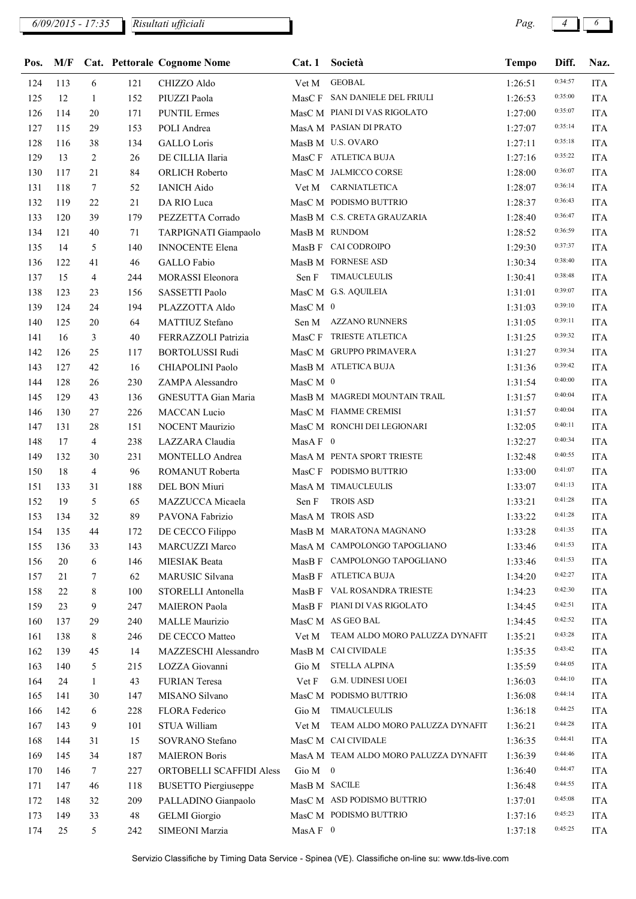| Pos. | M/F | Cat. | Pettorale | Cognome Nome | Cat. 1 | Società | Tempo | Diff. | Naz. |
|---|---|---|---|---|---|---|---|---|---|
| 124 | 113 | 6 | 121 | CHIZZO Aldo | Vet M | GEOBAL | 1:26:51 | 0:34:57 | ITA |
| 125 | 12 | 1 | 152 | PIUZZI Paola | MasC F | SAN DANIELE DEL FRIULI | 1:26:53 | 0:35:00 | ITA |
| 126 | 114 | 20 | 171 | PUNTIL Ermes | MasC M | PIANI DI VAS RIGOLATO | 1:27:00 | 0:35:07 | ITA |
| 127 | 115 | 29 | 153 | POLI Andrea | MasA M | PASIAN DI PRATO | 1:27:07 | 0:35:14 | ITA |
| 128 | 116 | 38 | 134 | GALLO Loris | MasB M | U.S. OVARO | 1:27:11 | 0:35:18 | ITA |
| 129 | 13 | 2 | 26 | DE CILLIA Ilaria | MasC F | ATLETICA BUJA | 1:27:16 | 0:35:22 | ITA |
| 130 | 117 | 21 | 84 | ORLICH Roberto | MasC M | JALMICCO CORSE | 1:28:00 | 0:36:07 | ITA |
| 131 | 118 | 7 | 52 | IANICH Aido | Vet M | CARNIATLETICA | 1:28:07 | 0:36:14 | ITA |
| 132 | 119 | 22 | 21 | DA RIO Luca | MasC M | PODISMO BUTTRIO | 1:28:37 | 0:36:43 | ITA |
| 133 | 120 | 39 | 179 | PEZZETTA Corrado | MasB M | C.S. CRETA GRAUZARIA | 1:28:40 | 0:36:47 | ITA |
| 134 | 121 | 40 | 71 | TARPIGNATI Giampaolo | MasB M | RUNDOM | 1:28:52 | 0:36:59 | ITA |
| 135 | 14 | 5 | 140 | INNOCENTE Elena | MasB F | CAI CODROIPO | 1:29:30 | 0:37:37 | ITA |
| 136 | 122 | 41 | 46 | GALLO Fabio | MasB M | FORNESE ASD | 1:30:34 | 0:38:40 | ITA |
| 137 | 15 | 4 | 244 | MORASSI Eleonora | Sen F | TIMAUCLEULIS | 1:30:41 | 0:38:48 | ITA |
| 138 | 123 | 23 | 156 | SASSETTI Paolo | MasC M | G.S. AQUILEIA | 1:31:01 | 0:39:07 | ITA |
| 139 | 124 | 24 | 194 | PLAZZOTTA Aldo | MasC M | 0 | 1:31:03 | 0:39:10 | ITA |
| 140 | 125 | 20 | 64 | MATTIUZ Stefano | Sen M | AZZANO RUNNERS | 1:31:05 | 0:39:11 | ITA |
| 141 | 16 | 3 | 40 | FERRAZZOLI Patrizia | MasC F | TRIESTE ATLETICA | 1:31:25 | 0:39:32 | ITA |
| 142 | 126 | 25 | 117 | BORTOLUSSI Rudi | MasC M | GRUPPO PRIMAVERA | 1:31:27 | 0:39:34 | ITA |
| 143 | 127 | 42 | 16 | CHIAPOLINI Paolo | MasB M | ATLETICA BUJA | 1:31:36 | 0:39:42 | ITA |
| 144 | 128 | 26 | 230 | ZAMPA Alessandro | MasC M | 0 | 1:31:54 | 0:40:00 | ITA |
| 145 | 129 | 43 | 136 | GNESUTTA Gian Maria | MasB M | MAGREDI MOUNTAIN TRAIL | 1:31:57 | 0:40:04 | ITA |
| 146 | 130 | 27 | 226 | MACCAN Lucio | MasC M | FIAMME CREMISI | 1:31:57 | 0:40:04 | ITA |
| 147 | 131 | 28 | 151 | NOCENT Maurizio | MasC M | RONCHI DEI LEGIONARI | 1:32:05 | 0:40:11 | ITA |
| 148 | 17 | 4 | 238 | LAZZARA Claudia | MasA F | 0 | 1:32:27 | 0:40:34 | ITA |
| 149 | 132 | 30 | 231 | MONTELLO Andrea | MasA M | PENTA SPORT TRIESTE | 1:32:48 | 0:40:55 | ITA |
| 150 | 18 | 4 | 96 | ROMANUT Roberta | MasC F | PODISMO BUTTRIO | 1:33:00 | 0:41:07 | ITA |
| 151 | 133 | 31 | 188 | DEL BON Miuri | MasA M | TIMAUCLEULIS | 1:33:07 | 0:41:13 | ITA |
| 152 | 19 | 5 | 65 | MAZZUCCA Micaela | Sen F | TROIS ASD | 1:33:21 | 0:41:28 | ITA |
| 153 | 134 | 32 | 89 | PAVONA Fabrizio | MasA M | TROIS ASD | 1:33:22 | 0:41:28 | ITA |
| 154 | 135 | 44 | 172 | DE CECCO Filippo | MasB M | MARATONA MAGNANO | 1:33:28 | 0:41:35 | ITA |
| 155 | 136 | 33 | 143 | MARCUZZI Marco | MasA M | CAMPOLONGO TAPOGLIANO | 1:33:46 | 0:41:53 | ITA |
| 156 | 20 | 6 | 146 | MIESIAK Beata | MasB F | CAMPOLONGO TAPOGLIANO | 1:33:46 | 0:41:53 | ITA |
| 157 | 21 | 7 | 62 | MARUSIC Silvana | MasB F | ATLETICA BUJA | 1:34:20 | 0:42:27 | ITA |
| 158 | 22 | 8 | 100 | STORELLI Antonella | MasB F | VAL ROSANDRA TRIESTE | 1:34:23 | 0:42:30 | ITA |
| 159 | 23 | 9 | 247 | MAIERON Paola | MasB F | PIANI DI VAS RIGOLATO | 1:34:45 | 0:42:51 | ITA |
| 160 | 137 | 29 | 240 | MALLE Maurizio | MasC M | AS GEO BAL | 1:34:45 | 0:42:52 | ITA |
| 161 | 138 | 8 | 246 | DE CECCO Matteo | Vet M | TEAM ALDO MORO PALUZZA DYNAFIT | 1:35:21 | 0:43:28 | ITA |
| 162 | 139 | 45 | 14 | MAZZESCHI Alessandro | MasB M | CAI CIVIDALE | 1:35:35 | 0:43:42 | ITA |
| 163 | 140 | 5 | 215 | LOZZA Giovanni | Gio M | STELLA ALPINA | 1:35:59 | 0:44:05 | ITA |
| 164 | 24 | 1 | 43 | FURIAN Teresa | Vet F | G.M. UDINESI UOEI | 1:36:03 | 0:44:10 | ITA |
| 165 | 141 | 30 | 147 | MISANO Silvano | MasC M | PODISMO BUTTRIO | 1:36:08 | 0:44:14 | ITA |
| 166 | 142 | 6 | 228 | FLORA Federico | Gio M | TIMAUCLEULIS | 1:36:18 | 0:44:25 | ITA |
| 167 | 143 | 9 | 101 | STUA William | Vet M | TEAM ALDO MORO PALUZZA DYNAFIT | 1:36:21 | 0:44:28 | ITA |
| 168 | 144 | 31 | 15 | SOVRANO Stefano | MasC M | CAI CIVIDALE | 1:36:35 | 0:44:41 | ITA |
| 169 | 145 | 34 | 187 | MAIERON Boris | MasA M | TEAM ALDO MORO PALUZZA DYNAFIT | 1:36:39 | 0:44:46 | ITA |
| 170 | 146 | 7 | 227 | ORTOBELLI SCAFFIDI Aless | Gio M | 0 | 1:36:40 | 0:44:47 | ITA |
| 171 | 147 | 46 | 118 | BUSETTO Piergiuseppe | MasB M | SACILE | 1:36:48 | 0:44:55 | ITA |
| 172 | 148 | 32 | 209 | PALLADINO Gianpaolo | MasC M | ASD PODISMO BUTTRIO | 1:37:01 | 0:45:08 | ITA |
| 173 | 149 | 33 | 48 | GELMI Giorgio | MasC M | PODISMO BUTTRIO | 1:37:16 | 0:45:23 | ITA |
| 174 | 25 | 5 | 242 | SIMEONI Marzia | MasA F | 0 | 1:37:18 | 0:45:25 | ITA |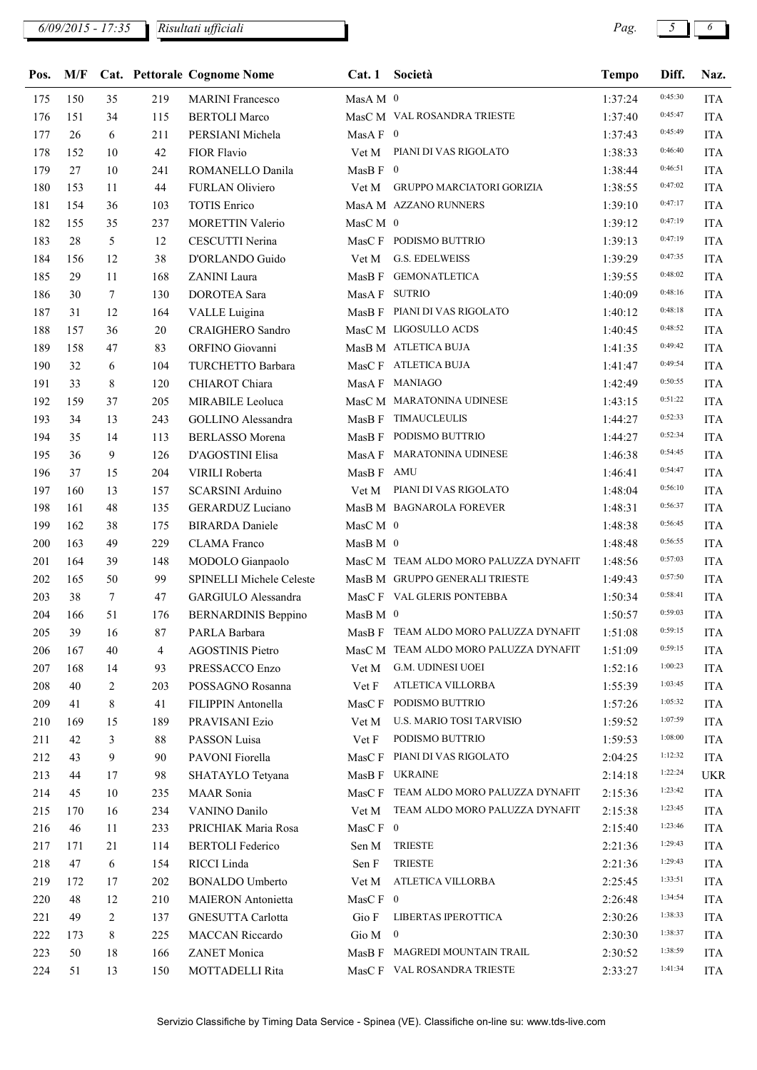6/09/2015 - 17:35 Risultati ufficiali

| Pos. | M/F | Cat. | Pettorale | Cognome Nome | Cat. 1 | Società | Tempo | Diff. | Naz. |
|---|---|---|---|---|---|---|---|---|---|
| 175 | 150 | 35 | 219 | MARINI Francesco | MasA M | 0 | 1:37:24 | 0:45:30 | ITA |
| 176 | 151 | 34 | 115 | BERTOLI Marco | MasC M | VAL ROSANDRA TRIESTE | 1:37:40 | 0:45:47 | ITA |
| 177 | 26 | 6 | 211 | PERSIANI Michela | MasA F | 0 | 1:37:43 | 0:45:49 | ITA |
| 178 | 152 | 10 | 42 | FIOR Flavio | Vet M | PIANI DI VAS RIGOLATO | 1:38:33 | 0:46:40 | ITA |
| 179 | 27 | 10 | 241 | ROMANELLO Danila | MasB F | 0 | 1:38:44 | 0:46:51 | ITA |
| 180 | 153 | 11 | 44 | FURLAN Oliviero | Vet M | GRUPPO MARCIATORI GORIZIA | 1:38:55 | 0:47:02 | ITA |
| 181 | 154 | 36 | 103 | TOTIS Enrico | MasA M | AZZANO RUNNERS | 1:39:10 | 0:47:17 | ITA |
| 182 | 155 | 35 | 237 | MORETTIN Valerio | MasC M | 0 | 1:39:12 | 0:47:19 | ITA |
| 183 | 28 | 5 | 12 | CESCUTTI Nerina | MasC F | PODISMO BUTTRIO | 1:39:13 | 0:47:19 | ITA |
| 184 | 156 | 12 | 38 | D'ORLANDO Guido | Vet M | G.S. EDELWEISS | 1:39:29 | 0:47:35 | ITA |
| 185 | 29 | 11 | 168 | ZANINI Laura | MasB F | GEMONATLETICA | 1:39:55 | 0:48:02 | ITA |
| 186 | 30 | 7 | 130 | DOROTEA Sara | MasA F | SUTRIO | 1:40:09 | 0:48:16 | ITA |
| 187 | 31 | 12 | 164 | VALLE Luigina | MasB F | PIANI DI VAS RIGOLATO | 1:40:12 | 0:48:18 | ITA |
| 188 | 157 | 36 | 20 | CRAIGHERO Sandro | MasC M | LIGOSULLO ACDS | 1:40:45 | 0:48:52 | ITA |
| 189 | 158 | 47 | 83 | ORFINO Giovanni | MasB M | ATLETICA BUJA | 1:41:35 | 0:49:42 | ITA |
| 190 | 32 | 6 | 104 | TURCHETTO Barbara | MasC F | ATLETICA BUJA | 1:41:47 | 0:49:54 | ITA |
| 191 | 33 | 8 | 120 | CHIAROT Chiara | MasA F | MANIAGO | 1:42:49 | 0:50:55 | ITA |
| 192 | 159 | 37 | 205 | MIRABILE Leoluca | MasC M | MARATONINA UDINESE | 1:43:15 | 0:51:22 | ITA |
| 193 | 34 | 13 | 243 | GOLLINO Alessandra | MasB F | TIMAUCLEULIS | 1:44:27 | 0:52:33 | ITA |
| 194 | 35 | 14 | 113 | BERLASSO Morena | MasB F | PODISMO BUTTRIO | 1:44:27 | 0:52:34 | ITA |
| 195 | 36 | 9 | 126 | D'AGOSTINI Elisa | MasA F | MARATONINA UDINESE | 1:46:38 | 0:54:45 | ITA |
| 196 | 37 | 15 | 204 | VIRILI Roberta | MasB F | AMU | 1:46:41 | 0:54:47 | ITA |
| 197 | 160 | 13 | 157 | SCARSINI Arduino | Vet M | PIANI DI VAS RIGOLATO | 1:48:04 | 0:56:10 | ITA |
| 198 | 161 | 48 | 135 | GERARDUZ Luciano | MasB M | BAGNAROLA FOREVER | 1:48:31 | 0:56:37 | ITA |
| 199 | 162 | 38 | 175 | BIRARDA Daniele | MasC M | 0 | 1:48:38 | 0:56:45 | ITA |
| 200 | 163 | 49 | 229 | CLAMA Franco | MasB M | 0 | 1:48:48 | 0:56:55 | ITA |
| 201 | 164 | 39 | 148 | MODOLO Gianpaolo | MasC M | TEAM ALDO MORO PALUZZA DYNAFIT | 1:48:56 | 0:57:03 | ITA |
| 202 | 165 | 50 | 99 | SPINELLI Michele Celeste | MasB M | GRUPPO GENERALI TRIESTE | 1:49:43 | 0:57:50 | ITA |
| 203 | 38 | 7 | 47 | GARGIULO Alessandra | MasC F | VAL GLERIS PONTEBBA | 1:50:34 | 0:58:41 | ITA |
| 204 | 166 | 51 | 176 | BERNARDINIS Beppino | MasB M | 0 | 1:50:57 | 0:59:03 | ITA |
| 205 | 39 | 16 | 87 | PARLA Barbara | MasB F | TEAM ALDO MORO PALUZZA DYNAFIT | 1:51:08 | 0:59:15 | ITA |
| 206 | 167 | 40 | 4 | AGOSTINIS Pietro | MasC M | TEAM ALDO MORO PALUZZA DYNAFIT | 1:51:09 | 0:59:15 | ITA |
| 207 | 168 | 14 | 93 | PRESSACCO Enzo | Vet M | G.M. UDINESI UOEI | 1:52:16 | 1:00:23 | ITA |
| 208 | 40 | 2 | 203 | POSSAGNO Rosanna | Vet F | ATLETICA VILLORBA | 1:55:39 | 1:03:45 | ITA |
| 209 | 41 | 8 | 41 | FILIPPIN Antonella | MasC F | PODISMO BUTTRIO | 1:57:26 | 1:05:32 | ITA |
| 210 | 169 | 15 | 189 | PRAVISANI Ezio | Vet M | U.S. MARIO TOSI TARVISIO | 1:59:52 | 1:07:59 | ITA |
| 211 | 42 | 3 | 88 | PASSON Luisa | Vet F | PODISMO BUTTRIO | 1:59:53 | 1:08:00 | ITA |
| 212 | 43 | 9 | 90 | PAVONI Fiorella | MasC F | PIANI DI VAS RIGOLATO | 2:04:25 | 1:12:32 | ITA |
| 213 | 44 | 17 | 98 | SHATAYLO Tetyana | MasB F | UKRAINE | 2:14:18 | 1:22:24 | UKR |
| 214 | 45 | 10 | 235 | MAAR Sonia | MasC F | TEAM ALDO MORO PALUZZA DYNAFIT | 2:15:36 | 1:23:42 | ITA |
| 215 | 170 | 16 | 234 | VANINO Danilo | Vet M | TEAM ALDO MORO PALUZZA DYNAFIT | 2:15:38 | 1:23:45 | ITA |
| 216 | 46 | 11 | 233 | PRICHIAK Maria Rosa | MasC F | 0 | 2:15:40 | 1:23:46 | ITA |
| 217 | 171 | 21 | 114 | BERTOLI Federico | Sen M | TRIESTE | 2:21:36 | 1:29:43 | ITA |
| 218 | 47 | 6 | 154 | RICCI Linda | Sen F | TRIESTE | 2:21:36 | 1:29:43 | ITA |
| 219 | 172 | 17 | 202 | BONALDO Umberto | Vet M | ATLETICA VILLORBA | 2:25:45 | 1:33:51 | ITA |
| 220 | 48 | 12 | 210 | MAIERON Antonietta | MasC F | 0 | 2:26:48 | 1:34:54 | ITA |
| 221 | 49 | 2 | 137 | GNESUTTA Carlotta | Gio F | LIBERTAS IPEROTTICA | 2:30:26 | 1:38:33 | ITA |
| 222 | 173 | 8 | 225 | MACCAN Riccardo | Gio M | 0 | 2:30:30 | 1:38:37 | ITA |
| 223 | 50 | 18 | 166 | ZANET Monica | MasB F | MAGREDI MOUNTAIN TRAIL | 2:30:52 | 1:38:59 | ITA |
| 224 | 51 | 13 | 150 | MOTTADELLI Rita | MasC F | VAL ROSANDRA TRIESTE | 2:33:27 | 1:41:34 | ITA |

Servizio Classifiche by Timing Data Service - Spinea (VE). Classifiche on-line su: www.tds-live.com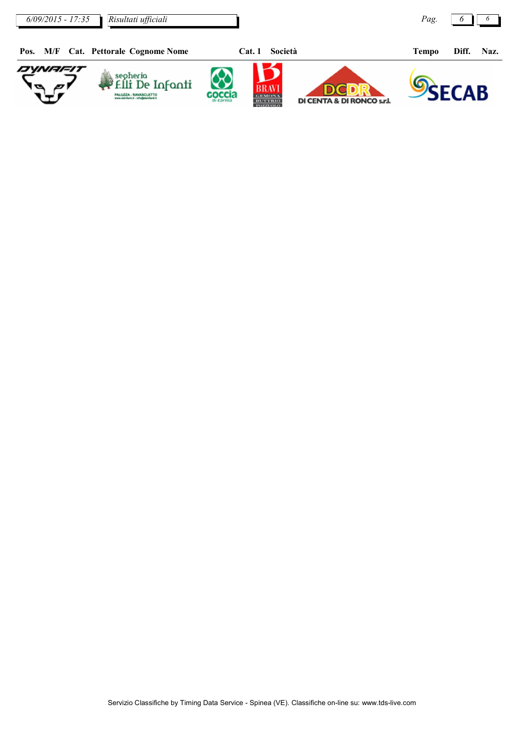| Pos. | M/F | Cat. | Pettorale | Cognome Nome | Cat. 1 | Società | Tempo | Diff. | Naz. |
|---|---|---|---|---|---|---|---|---|---|

DYNAFIT

segheria F.lli De Infanti
PALUZZA - RAVASCLETTO

goccia di carnia

BRAVI
GEMONA
BUTTRIO
POZZUOLO

DCDR
DI CENTA & DI RONCO s.r.l.

SECAB

Servizio Classifiche by Timing Data Service - Spinea (VE). Classifiche on-line su: www.tds-live.com